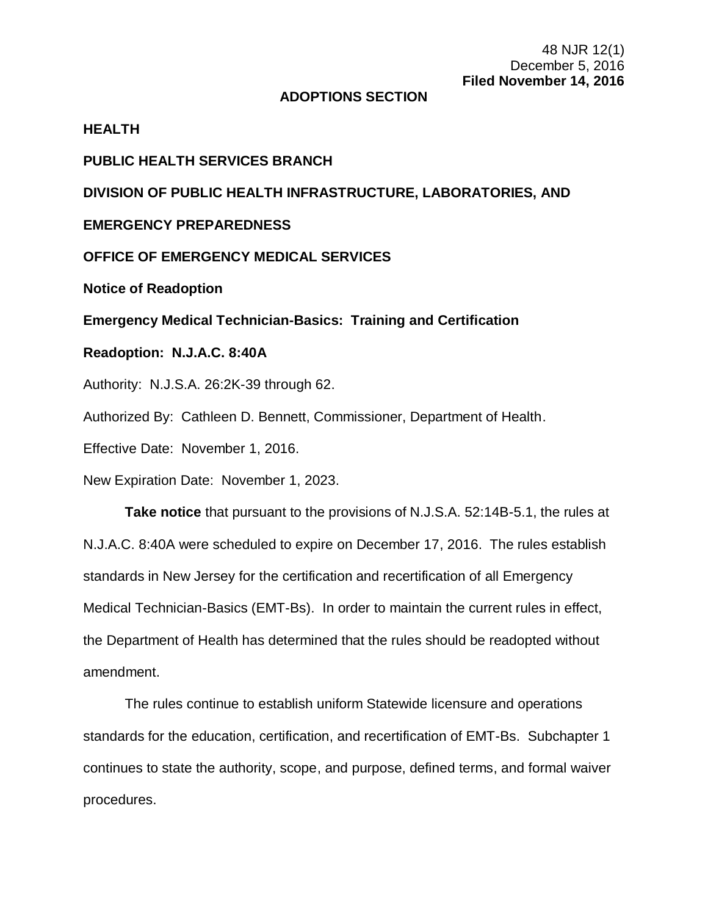48 NJR 12(1)
December 5, 2016
**Filed November 14, 2016**

**ADOPTIONS SECTION**

**HEALTH**

**PUBLIC HEALTH SERVICES BRANCH**

**DIVISION OF PUBLIC HEALTH INFRASTRUCTURE, LABORATORIES, AND EMERGENCY PREPAREDNESS**

**OFFICE OF EMERGENCY MEDICAL SERVICES**

**Notice of Readoption**

**Emergency Medical Technician-Basics: Training and Certification**

**Readoption: N.J.A.C. 8:40A**

Authority: N.J.S.A. 26:2K-39 through 62.

Authorized By: Cathleen D. Bennett, Commissioner, Department of Health.

Effective Date: November 1, 2016.

New Expiration Date: November 1, 2023.

**Take notice** that pursuant to the provisions of N.J.S.A. 52:14B-5.1, the rules at N.J.A.C. 8:40A were scheduled to expire on December 17, 2016. The rules establish standards in New Jersey for the certification and recertification of all Emergency Medical Technician-Basics (EMT-Bs). In order to maintain the current rules in effect, the Department of Health has determined that the rules should be readopted without amendment.

The rules continue to establish uniform Statewide licensure and operations standards for the education, certification, and recertification of EMT-Bs. Subchapter 1 continues to state the authority, scope, and purpose, defined terms, and formal waiver procedures.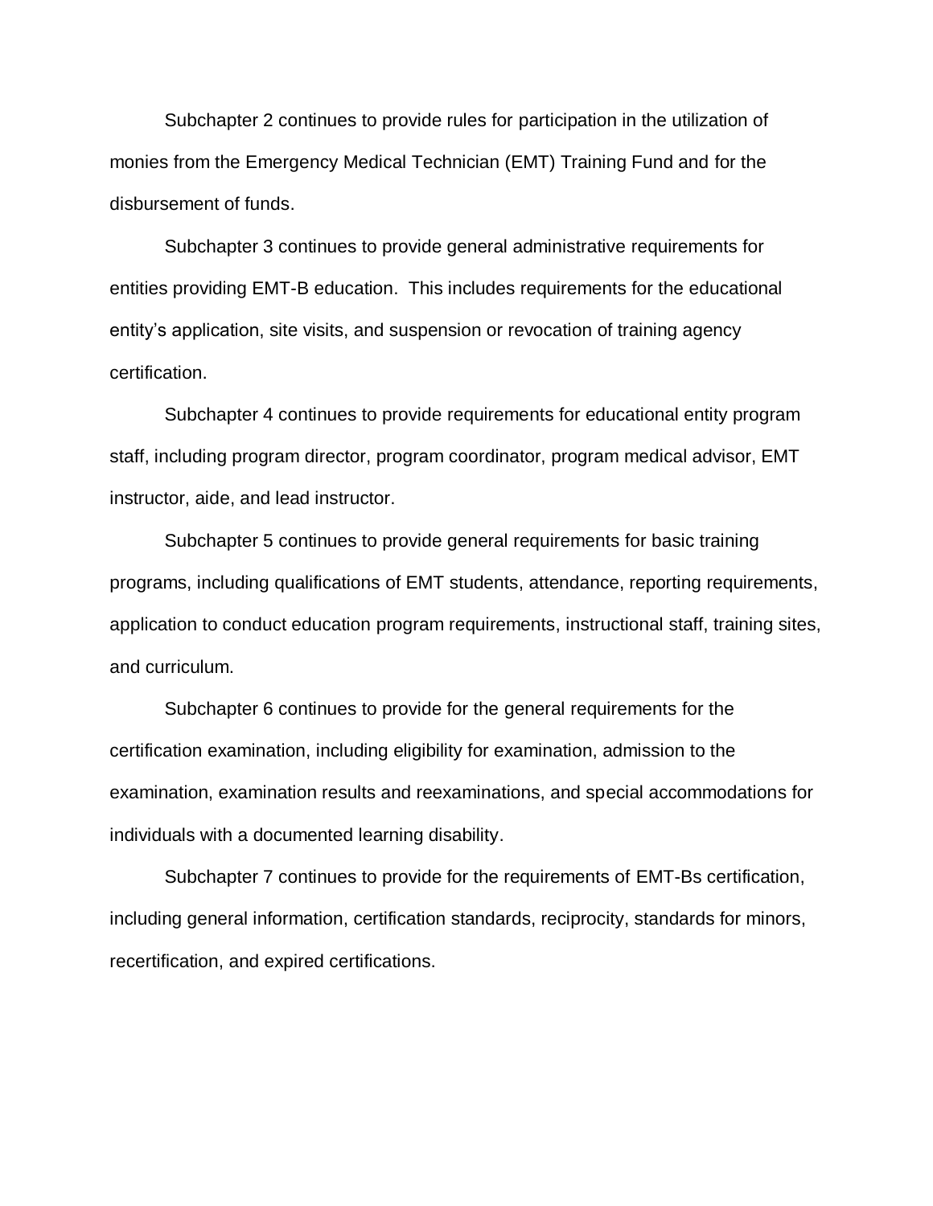Subchapter 2 continues to provide rules for participation in the utilization of monies from the Emergency Medical Technician (EMT) Training Fund and for the disbursement of funds.

Subchapter 3 continues to provide general administrative requirements for entities providing EMT-B education. This includes requirements for the educational entity's application, site visits, and suspension or revocation of training agency certification.

Subchapter 4 continues to provide requirements for educational entity program staff, including program director, program coordinator, program medical advisor, EMT instructor, aide, and lead instructor.

Subchapter 5 continues to provide general requirements for basic training programs, including qualifications of EMT students, attendance, reporting requirements, application to conduct education program requirements, instructional staff, training sites, and curriculum.

Subchapter 6 continues to provide for the general requirements for the certification examination, including eligibility for examination, admission to the examination, examination results and reexaminations, and special accommodations for individuals with a documented learning disability.

Subchapter 7 continues to provide for the requirements of EMT-Bs certification, including general information, certification standards, reciprocity, standards for minors, recertification, and expired certifications.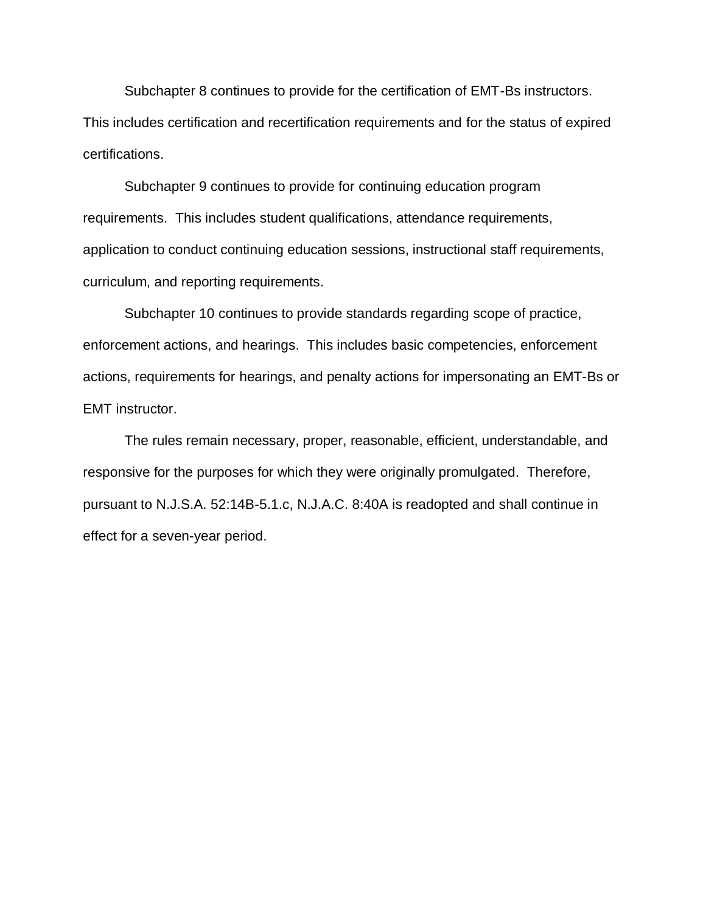Subchapter 8 continues to provide for the certification of EMT-Bs instructors. This includes certification and recertification requirements and for the status of expired certifications.

Subchapter 9 continues to provide for continuing education program requirements. This includes student qualifications, attendance requirements, application to conduct continuing education sessions, instructional staff requirements, curriculum, and reporting requirements.

Subchapter 10 continues to provide standards regarding scope of practice, enforcement actions, and hearings. This includes basic competencies, enforcement actions, requirements for hearings, and penalty actions for impersonating an EMT-Bs or EMT instructor.

The rules remain necessary, proper, reasonable, efficient, understandable, and responsive for the purposes for which they were originally promulgated. Therefore, pursuant to N.J.S.A. 52:14B-5.1.c, N.J.A.C. 8:40A is readopted and shall continue in effect for a seven-year period.